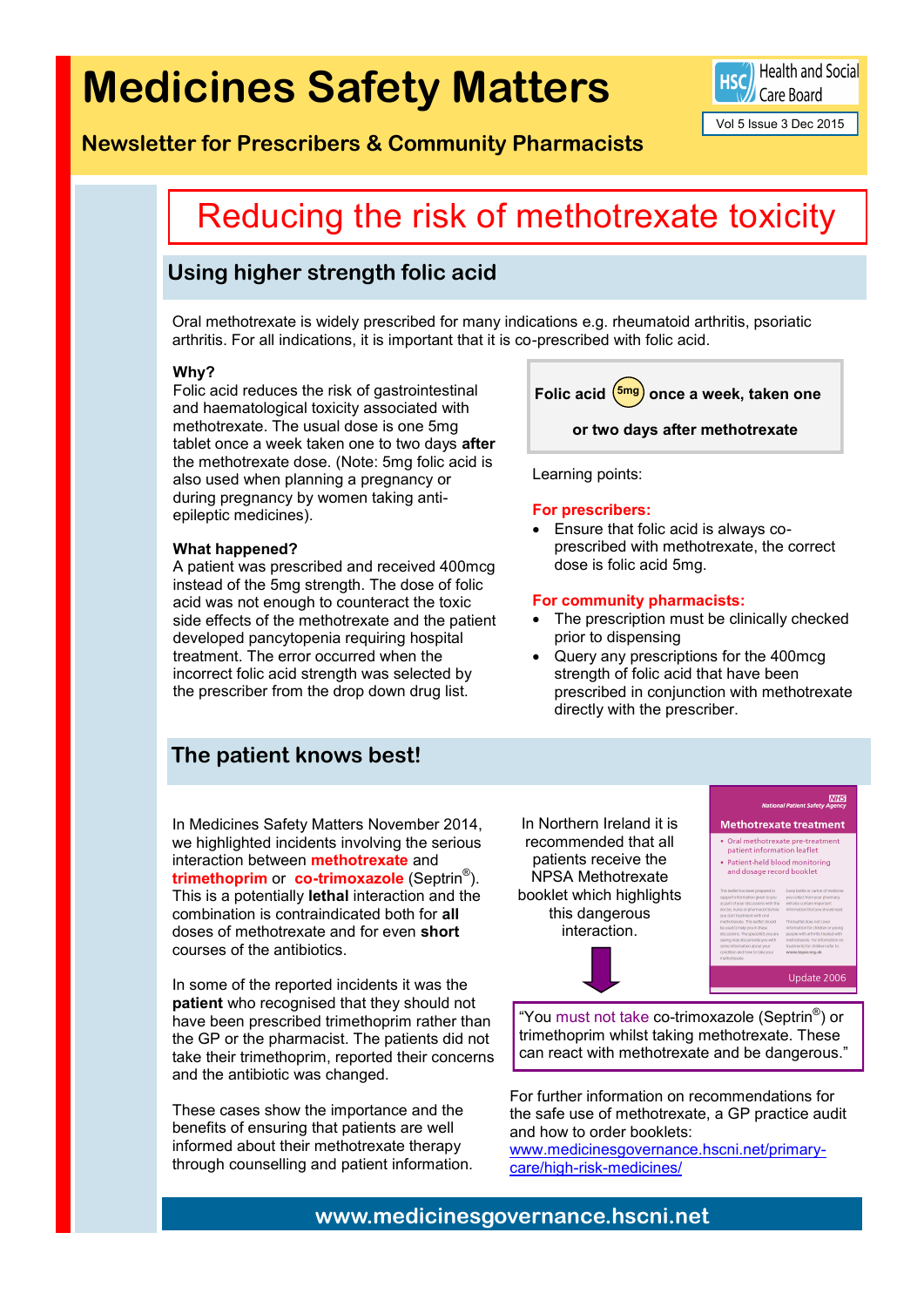# Medicines Safety Matters

## Newsletter for Prescribers & Community Pharmacists

Health and Social Care Board

Vol 5 Issue 3 Dec 2015

# Reducing the risk of methotrexate toxicity

## Using higher strength folic acid

Oral methotrexate is widely prescribed for many indications e.g. rheumatoid arthritis, psoriatic arthritis. For all indications, it is important that it is co-prescribed with folic acid.

**Why?**

Folic acid reduces the risk of gastrointestinal and haematological toxicity associated with methotrexate. The usual dose is one 5mg tablet once a week taken one to two days **after** the methotrexate dose. (Note: 5mg folic acid is also used when planning a pregnancy or during pregnancy by women taking anti-epileptic medicines).

**What happened?**

A patient was prescribed and received 400mcg instead of the 5mg strength. The dose of folic acid was not enough to counteract the toxic side effects of the methotrexate and the patient developed pancytopenia requiring hospital treatment. The error occurred when the incorrect folic acid strength was selected by the prescriber from the drop down drug list.

**Folic acid 5mg once a week, taken one or two days after methotrexate**

Learning points:

**For prescribers:**

- Ensure that folic acid is always co-prescribed with methotrexate, the correct dose is folic acid 5mg.

**For community pharmacists:**

- The prescription must be clinically checked prior to dispensing
- Query any prescriptions for the 400mcg strength of folic acid that have been prescribed in conjunction with methotrexate directly with the prescriber.

## The patient knows best!

In Medicines Safety Matters November 2014, we highlighted incidents involving the serious interaction between **methotrexate** and **trimethoprim** or **co-trimoxazole** (Septrin®). This is a potentially **lethal** interaction and the combination is contraindicated both for **all** doses of methotrexate and for even **short** courses of the antibiotics.

In some of the reported incidents it was the **patient** who recognised that they should not have been prescribed trimethoprim rather than the GP or the pharmacist. The patients did not take their trimethoprim, reported their concerns and the antibiotic was changed.

These cases show the importance and the benefits of ensuring that patients are well informed about their methotrexate therapy through counselling and patient information.

In Northern Ireland it is recommended that all patients receive the NPSA Methotrexate booklet which highlights this dangerous interaction.

"You must not take co-trimoxazole (Septrin®) or trimethoprim whilst taking methotrexate. These can react with methotrexate and be dangerous."

For further information on recommendations for the safe use of methotrexate, a GP practice audit and how to order booklets: [www.medicinesgovernance.hscni.net/primary-care/high-risk-medicines/](www.medicinesgovernance.hscni.net/primary-care/high-risk-medicines/)

www.medicinesgovernance.hscni.net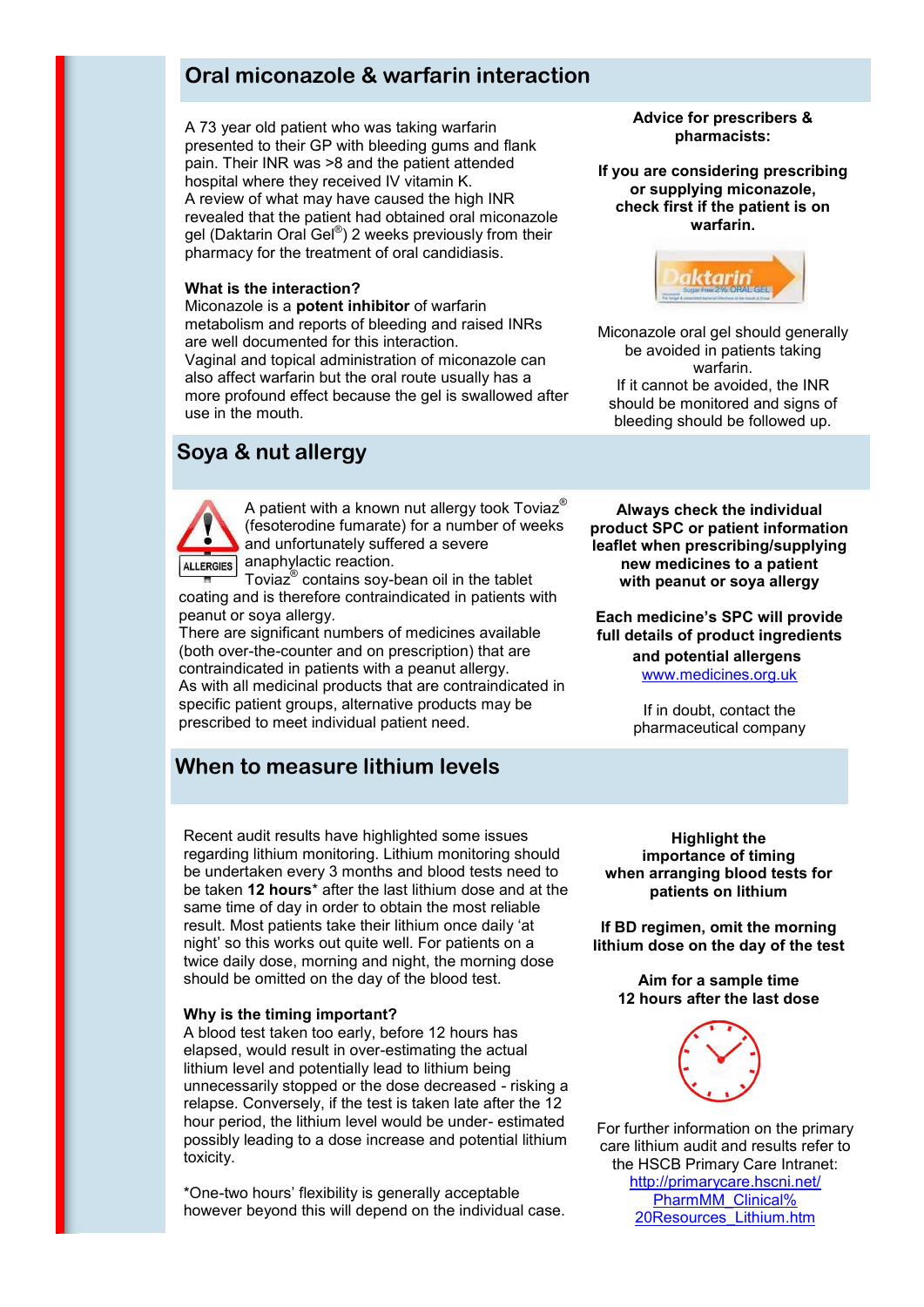## Oral miconazole & warfarin interaction

A 73 year old patient who was taking warfarin presented to their GP with bleeding gums and flank pain. Their INR was >8 and the patient attended hospital where they received IV vitamin K.
A review of what may have caused the high INR revealed that the patient had obtained oral miconazole gel (Daktarin Oral Gel®) 2 weeks previously from their pharmacy for the treatment of oral candidiasis.

**What is the interaction?**
Miconazole is a **potent inhibitor** of warfarin metabolism and reports of bleeding and raised INRs are well documented for this interaction.
Vaginal and topical administration of miconazole can also affect warfarin but the oral route usually has a more profound effect because the gel is swallowed after use in the mouth.

**Advice for prescribers & pharmacists:**

**If you are considering prescribing or supplying miconazole, check first if the patient is on warfarin.**

Miconazole oral gel should generally be avoided in patients taking warfarin.
If it cannot be avoided, the INR should be monitored and signs of bleeding should be followed up.

## Soya & nut allergy

A patient with a known nut allergy took Toviaz® (fesoterodine fumarate) for a number of weeks and unfortunately suffered a severe anaphylactic reaction.
Toviaz® contains soy-bean oil in the tablet coating and is therefore contraindicated in patients with peanut or soya allergy.
There are significant numbers of medicines available (both over-the-counter and on prescription) that are contraindicated in patients with a peanut allergy.
As with all medicinal products that are contraindicated in specific patient groups, alternative products may be prescribed to meet individual patient need.

**Always check the individual product SPC or patient information leaflet when prescribing/supplying new medicines to a patient with peanut or soya allergy**

**Each medicine's SPC will provide full details of product ingredients and potential allergens**
www.medicines.org.uk

If in doubt, contact the pharmaceutical company

## When to measure lithium levels

Recent audit results have highlighted some issues regarding lithium monitoring. Lithium monitoring should be undertaken every 3 months and blood tests need to be taken **12 hours*** after the last lithium dose and at the same time of day in order to obtain the most reliable result. Most patients take their lithium once daily 'at night' so this works out quite well. For patients on a twice daily dose, morning and night, the morning dose should be omitted on the day of the blood test.

**Why is the timing important?**
A blood test taken too early, before 12 hours has elapsed, would result in over-estimating the actual lithium level and potentially lead to lithium being unnecessarily stopped or the dose decreased - risking a relapse. Conversely, if the test is taken late after the 12 hour period, the lithium level would be under- estimated possibly leading to a dose increase and potential lithium toxicity.

*One-two hours' flexibility is generally acceptable however beyond this will depend on the individual case.

**Highlight the importance of timing when arranging blood tests for patients on lithium**

**If BD regimen, omit the morning lithium dose on the day of the test**

**Aim for a sample time 12 hours after the last dose**

For further information on the primary care lithium audit and results refer to the HSCB Primary Care Intranet:
http://primarycare.hscni.net/PharmMM_Clinical%20Resources_Lithium.htm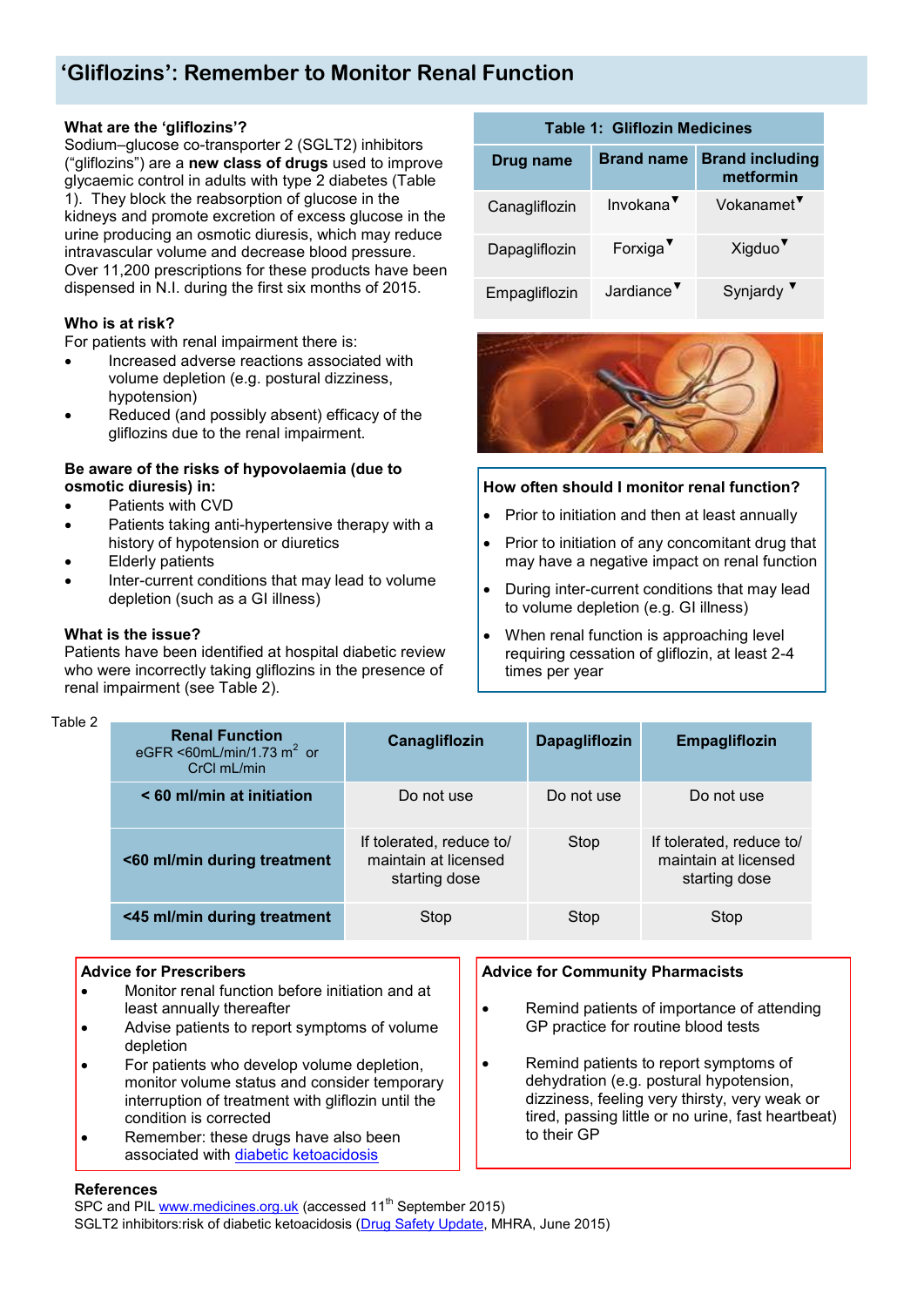# 'Gliflozins': Remember to Monitor Renal Function

### What are the 'gliflozins'?

Sodium–glucose co-transporter 2 (SGLT2) inhibitors ("gliflozins") are a **new class of drugs** used to improve glycaemic control in adults with type 2 diabetes (Table 1). They block the reabsorption of glucose in the kidneys and promote excretion of excess glucose in the urine producing an osmotic diuresis, which may reduce intravascular volume and decrease blood pressure. Over 11,200 prescriptions for these products have been dispensed in N.I. during the first six months of 2015.

**Table 1: Gliflozin Medicines**

| Drug name | Brand name | Brand including metformin |
|---|---|---|
| Canagliflozin | Invokana▼ | Vokanamet▼ |
| Dapagliflozin | Forxiga▼ | Xigduo▼ |
| Empagliflozin | Jardiance▼ | Synjardy▼ |

### Who is at risk?

For patients with renal impairment there is:

- Increased adverse reactions associated with volume depletion (e.g. postural dizziness, hypotension)
- Reduced (and possibly absent) efficacy of the gliflozins due to the renal impairment.

### Be aware of the risks of hypovolaemia (due to osmotic diuresis) in:

- Patients with CVD
- Patients taking anti-hypertensive therapy with a history of hypotension or diuretics
- Elderly patients
- Inter-current conditions that may lead to volume depletion (such as a GI illness)

### What is the issue?

Patients have been identified at hospital diabetic review who were incorrectly taking gliflozins in the presence of renal impairment (see Table 2).

### How often should I monitor renal function?

- Prior to initiation and then at least annually
- Prior to initiation of any concomitant drug that may have a negative impact on renal function
- During inter-current conditions that may lead to volume depletion (e.g. GI illness)
- When renal function is approaching level requiring cessation of gliflozin, at least 2-4 times per year

Table 2

| **Renal Function** eGFR <60mL/min/1.73 $m^2$ or CrCl mL/min | Canagliflozin | Dapagliflozin | Empagliflozin |
|---|---|---|---|
| **< 60 ml/min at initiation** | Do not use | Do not use | Do not use |
| **<60 ml/min during treatment** | If tolerated, reduce to/ maintain at licensed starting dose | Stop | If tolerated, reduce to/ maintain at licensed starting dose |
| **<45 ml/min during treatment** | Stop | Stop | Stop |

### Advice for Prescribers

- Monitor renal function before initiation and at least annually thereafter
- Advise patients to report symptoms of volume depletion
- For patients who develop volume depletion, monitor volume status and consider temporary interruption of treatment with gliflozin until the condition is corrected
- Remember: these drugs have also been associated with diabetic ketoacidosis

### Advice for Community Pharmacists

- Remind patients of importance of attending GP practice for routine blood tests
- Remind patients to report symptoms of dehydration (e.g. postural hypotension, dizziness, feeling very thirsty, very weak or tired, passing little or no urine, fast heartbeat) to their GP

### References

SPC and PIL www.medicines.org.uk (accessed 11th September 2015)
SGLT2 inhibitors:risk of diabetic ketoacidosis (Drug Safety Update, MHRA, June 2015)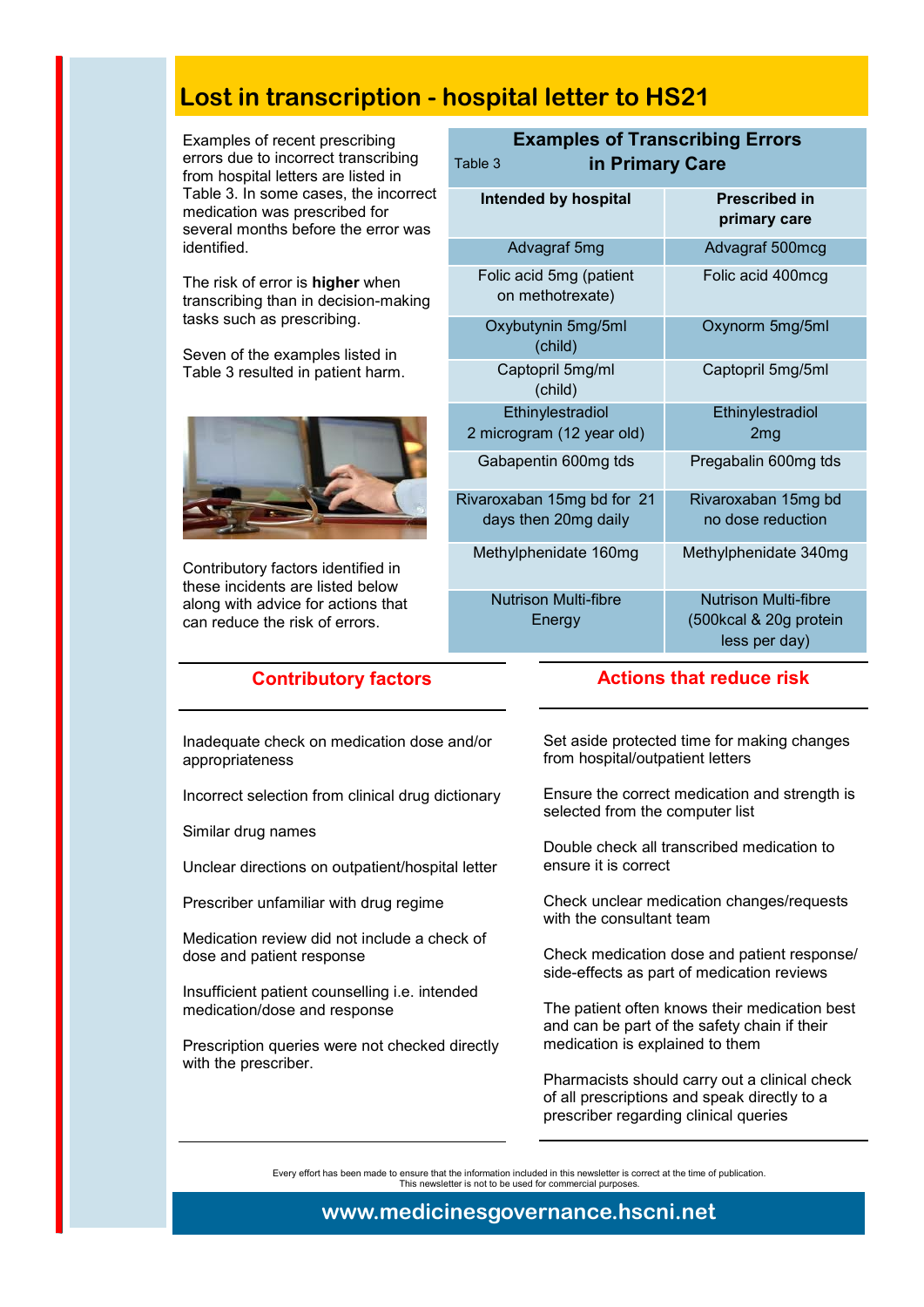## Lost in transcription - hospital letter to HS21

Examples of recent prescribing errors due to incorrect transcribing from hospital letters are listed in Table 3. In some cases, the incorrect medication was prescribed for several months before the error was identified.

The risk of error is **higher** when transcribing than in decision-making tasks such as prescribing.

Seven of the examples listed in Table 3 resulted in patient harm.

Contributory factors identified in these incidents are listed below along with advice for actions that can reduce the risk of errors.

Table 3 **Examples of Transcribing Errors in Primary Care**

| Intended by hospital | Prescribed in primary care |
|---|---|
| Advagraf 5mg | Advagraf 500mcg |
| Folic acid 5mg (patient on methotrexate) | Folic acid 400mcg |
| Oxybutynin 5mg/5ml (child) | Oxynorm 5mg/5ml |
| Captopril 5mg/ml (child) | Captopril 5mg/5ml |
| Ethinylestradiol 2 microgram (12 year old) | Ethinylestradiol 2mg |
| Gabapentin 600mg tds | Pregabalin 600mg tds |
| Rivaroxaban 15mg bd for 21 days then 20mg daily | Rivaroxaban 15mg bd no dose reduction |
| Methylphenidate 160mg | Methylphenidate 340mg |
| Nutrison Multi-fibre Energy | Nutrison Multi-fibre (500kcal & 20g protein less per day) |

### Contributory factors

Inadequate check on medication dose and/or appropriateness

Incorrect selection from clinical drug dictionary

Similar drug names

Unclear directions on outpatient/hospital letter

Prescriber unfamiliar with drug regime

Medication review did not include a check of dose and patient response

Insufficient patient counselling i.e. intended medication/dose and response

Prescription queries were not checked directly with the prescriber.

### Actions that reduce risk

Set aside protected time for making changes from hospital/outpatient letters

Ensure the correct medication and strength is selected from the computer list

Double check all transcribed medication to ensure it is correct

Check unclear medication changes/requests with the consultant team

Check medication dose and patient response/ side-effects as part of medication reviews

The patient often knows their medication best and can be part of the safety chain if their medication is explained to them

Pharmacists should carry out a clinical check of all prescriptions and speak directly to a prescriber regarding clinical queries

Every effort has been made to ensure that the information included in this newsletter is correct at the time of publication.
This newsletter is not to be used for commercial purposes.

**www.medicinesgovernance.hscni.net**